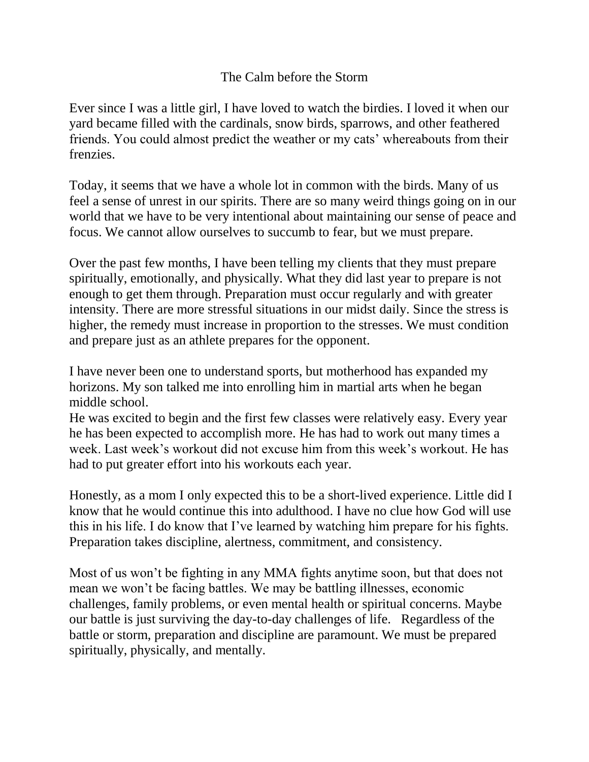# The Calm before the Storm

Ever since I was a little girl, I have loved to watch the birdies. I loved it when our yard became filled with the cardinals, snow birds, sparrows, and other feathered friends. You could almost predict the weather or my cats' whereabouts from their frenzies.

Today, it seems that we have a whole lot in common with the birds. Many of us feel a sense of unrest in our spirits. There are so many weird things going on in our world that we have to be very intentional about maintaining our sense of peace and focus. We cannot allow ourselves to succumb to fear, but we must prepare.

Over the past few months, I have been telling my clients that they must prepare spiritually, emotionally, and physically. What they did last year to prepare is not enough to get them through. Preparation must occur regularly and with greater intensity. There are more stressful situations in our midst daily. Since the stress is higher, the remedy must increase in proportion to the stresses. We must condition and prepare just as an athlete prepares for the opponent.

I have never been one to understand sports, but motherhood has expanded my horizons. My son talked me into enrolling him in martial arts when he began middle school.
He was excited to begin and the first few classes were relatively easy. Every year he has been expected to accomplish more. He has had to work out many times a week. Last week's workout did not excuse him from this week's workout. He has had to put greater effort into his workouts each year.

Honestly, as a mom I only expected this to be a short-lived experience. Little did I know that he would continue this into adulthood. I have no clue how God will use this in his life. I do know that I've learned by watching him prepare for his fights. Preparation takes discipline, alertness, commitment, and consistency.

Most of us won't be fighting in any MMA fights anytime soon, but that does not mean we won't be facing battles. We may be battling illnesses, economic challenges, family problems, or even mental health or spiritual concerns. Maybe our battle is just surviving the day-to-day challenges of life. Regardless of the battle or storm, preparation and discipline are paramount. We must be prepared spiritually, physically, and mentally.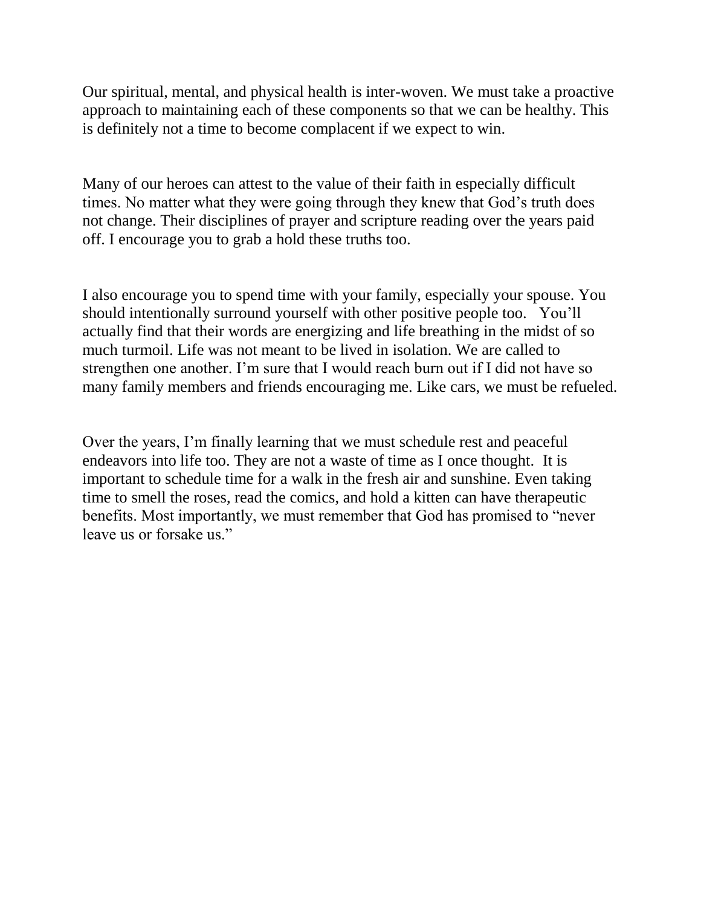Our spiritual, mental, and physical health is inter-woven. We must take a proactive approach to maintaining each of these components so that we can be healthy. This is definitely not a time to become complacent if we expect to win.

Many of our heroes can attest to the value of their faith in especially difficult times. No matter what they were going through they knew that God's truth does not change. Their disciplines of prayer and scripture reading over the years paid off. I encourage you to grab a hold these truths too.

I also encourage you to spend time with your family, especially your spouse. You should intentionally surround yourself with other positive people too. You'll actually find that their words are energizing and life breathing in the midst of so much turmoil. Life was not meant to be lived in isolation. We are called to strengthen one another. I'm sure that I would reach burn out if I did not have so many family members and friends encouraging me. Like cars, we must be refueled.

Over the years, I'm finally learning that we must schedule rest and peaceful endeavors into life too. They are not a waste of time as I once thought. It is important to schedule time for a walk in the fresh air and sunshine. Even taking time to smell the roses, read the comics, and hold a kitten can have therapeutic benefits. Most importantly, we must remember that God has promised to "never leave us or forsake us."